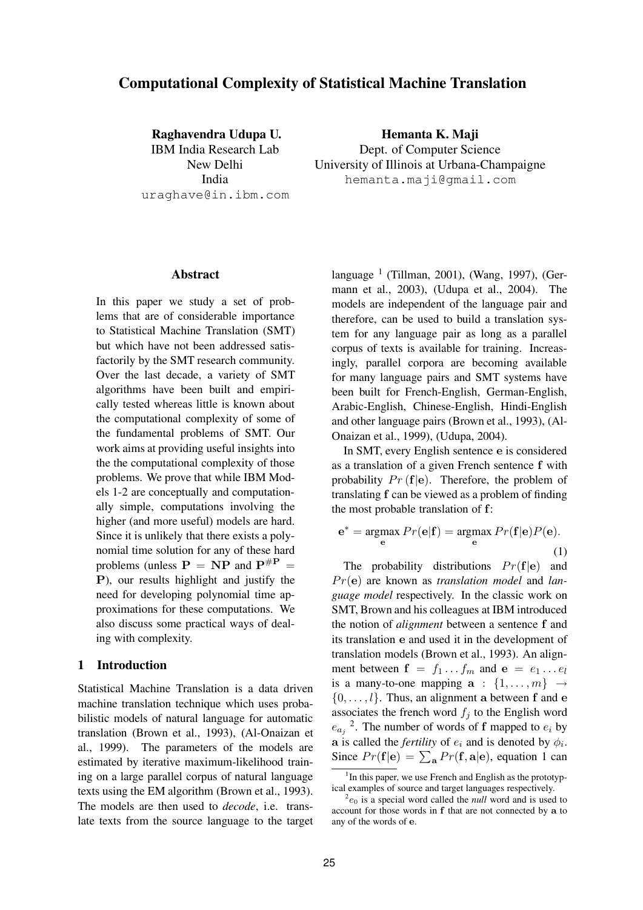# Computational Complexity of Statistical Machine Translation

**Raghavendra Udupa U.**
IBM India Research Lab
New Delhi
India
uraghave@in.ibm.com

**Hemanta K. Maji**
Dept. of Computer Science
University of Illinois at Urbana-Champaigne
hemanta.maji@gmail.com

## Abstract

In this paper we study a set of problems that are of considerable importance to Statistical Machine Translation (SMT) but which have not been addressed satisfactorily by the SMT research community. Over the last decade, a variety of SMT algorithms have been built and empirically tested whereas little is known about the computational complexity of some of the fundamental problems of SMT. Our work aims at providing useful insights into the the computational complexity of those problems. We prove that while IBM Models 1-2 are conceptually and computationally simple, computations involving the higher (and more useful) models are hard. Since it is unlikely that there exists a polynomial time solution for any of these hard problems (unless $\mathbf{P} = \mathbf{NP}$ and $\mathbf{P}^{\#\mathbf{P}} = \mathbf{P}$), our results highlight and justify the need for developing polynomial time approximations for these computations. We also discuss some practical ways of dealing with complexity.

## 1 Introduction

Statistical Machine Translation is a data driven machine translation technique which uses probabilistic models of natural language for automatic translation (Brown et al., 1993), (Al-Onaizan et al., 1999). The parameters of the models are estimated by iterative maximum-likelihood training on a large parallel corpus of natural language texts using the EM algorithm (Brown et al., 1993). The models are then used to *decode*, i.e. translate texts from the source language to the target language [1] (Tillman, 2001), (Wang, 1997), (Germann et al., 2003), (Udupa et al., 2004). The models are independent of the language pair and therefore, can be used to build a translation system for any language pair as long as a parallel corpus of texts is available for training. Increasingly, parallel corpora are becoming available for many language pairs and SMT systems have been built for French-English, German-English, Arabic-English, Chinese-English, Hindi-English and other language pairs (Brown et al., 1993), (Al-Onaizan et al., 1999), (Udupa, 2004).

In SMT, every English sentence $\mathbf{e}$ is considered as a translation of a given French sentence $\mathbf{f}$ with probability $Pr(\mathbf{f}|\mathbf{e})$. Therefore, the problem of translating $\mathbf{f}$ can be viewed as a problem of finding the most probable translation of $\mathbf{f}$:

$$\mathbf{e}^* = \underset{\mathbf{e}}{\operatorname{argmax}}\, Pr(\mathbf{e}|\mathbf{f}) = \underset{\mathbf{e}}{\operatorname{argmax}}\, Pr(\mathbf{f}|\mathbf{e})P(\mathbf{e}). \quad (1)$$

The probability distributions $Pr(\mathbf{f}|\mathbf{e})$ and $Pr(\mathbf{e})$ are known as *translation model* and *language model* respectively. In the classic work on SMT, Brown and his colleagues at IBM introduced the notion of *alignment* between a sentence $\mathbf{f}$ and its translation $\mathbf{e}$ and used it in the development of translation models (Brown et al., 1993). An alignment between $\mathbf{f} = f_1 \ldots f_m$ and $\mathbf{e} = e_1 \ldots e_l$ is a many-to-one mapping $\mathbf{a} : \{1, \ldots, m\} \rightarrow \{0, \ldots, l\}$. Thus, an alignment $\mathbf{a}$ between $\mathbf{f}$ and $\mathbf{e}$ associates the french word $f_j$ to the English word $e_{a_j}$ [2]. The number of words of $\mathbf{f}$ mapped to $e_i$ by $\mathbf{a}$ is called the *fertility* of $e_i$ and is denoted by $\phi_i$. Since $Pr(\mathbf{f}|\mathbf{e}) = \sum_{\mathbf{a}} Pr(\mathbf{f}, \mathbf{a}|\mathbf{e})$, equation 1 can

[1] In this paper, we use French and English as the prototypical examples of source and target languages respectively.

[2] $e_0$ is a special word called the *null* word and is used to account for those words in $\mathbf{f}$ that are not connected by $\mathbf{a}$ to any of the words of $\mathbf{e}$.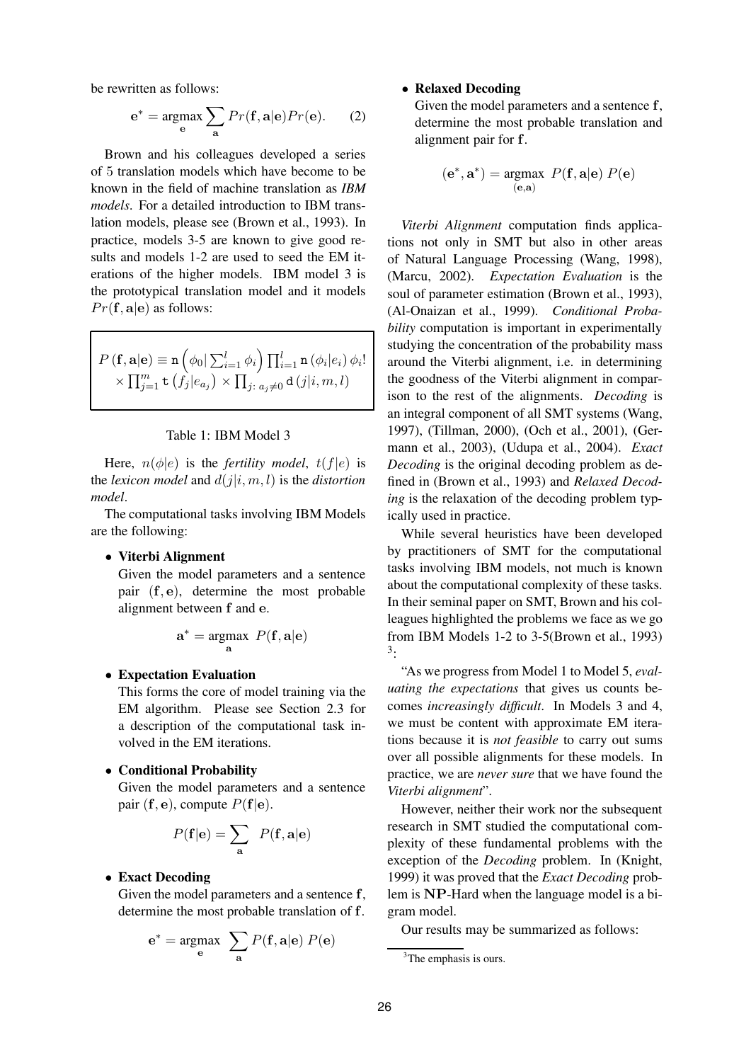be rewritten as follows:

$$\mathbf{e}^* = \underset{\mathbf{e}}{\operatorname{argmax}} \sum_{\mathbf{a}} Pr(\mathbf{f}, \mathbf{a}|\mathbf{e}) Pr(\mathbf{e}). \qquad (2)$$

Brown and his colleagues developed a series of 5 translation models which have become to be known in the field of machine translation as *IBM models*. For a detailed introduction to IBM translation models, please see (Brown et al., 1993). In practice, models 3-5 are known to give good results and models 1-2 are used to seed the EM iterations of the higher models. IBM model 3 is the prototypical translation model and it models $Pr(\mathbf{f}, \mathbf{a}|\mathbf{e})$ as follows:

$$P(\mathbf{f}, \mathbf{a}|\mathbf{e}) \equiv \mathtt{n}\left(\phi_0 \middle| \sum_{i=1}^{l} \phi_i\right) \prod_{i=1}^{l} \mathtt{n}(\phi_i|e_i)\, \phi_i! \times \prod_{j=1}^{m} \mathtt{t}\left(f_j|e_{a_j}\right) \times \prod_{j:\, a_j \neq 0} \mathtt{d}(j|i, m, l)$$

Table 1: IBM Model 3

Here, $n(\phi|e)$ is the *fertility model*, $t(f|e)$ is the *lexicon model* and $d(j|i, m, l)$ is the *distortion model*.

The computational tasks involving IBM Models are the following:

- **Viterbi Alignment**
  Given the model parameters and a sentence pair $(\mathbf{f}, \mathbf{e})$, determine the most probable alignment between $\mathbf{f}$ and $\mathbf{e}$.

  $$\mathbf{a}^* = \underset{\mathbf{a}}{\operatorname{argmax}}\ P(\mathbf{f}, \mathbf{a}|\mathbf{e})$$

- **Expectation Evaluation**
  This forms the core of model training via the EM algorithm. Please see Section 2.3 for a description of the computational task involved in the EM iterations.

- **Conditional Probability**
  Given the model parameters and a sentence pair $(\mathbf{f}, \mathbf{e})$, compute $P(\mathbf{f}|\mathbf{e})$.

  $$P(\mathbf{f}|\mathbf{e}) = \sum_{\mathbf{a}} P(\mathbf{f}, \mathbf{a}|\mathbf{e})$$

- **Exact Decoding**
  Given the model parameters and a sentence $\mathbf{f}$, determine the most probable translation of $\mathbf{f}$.

  $$\mathbf{e}^* = \underset{\mathbf{e}}{\operatorname{argmax}} \sum_{\mathbf{a}} P(\mathbf{f}, \mathbf{a}|\mathbf{e})\, P(\mathbf{e})$$

- **Relaxed Decoding**
  Given the model parameters and a sentence $\mathbf{f}$, determine the most probable translation and alignment pair for $\mathbf{f}$.

  $$(\mathbf{e}^*, \mathbf{a}^*) = \underset{(\mathbf{e}, \mathbf{a})}{\operatorname{argmax}}\ P(\mathbf{f}, \mathbf{a}|\mathbf{e})\ P(\mathbf{e})$$

*Viterbi Alignment* computation finds applications not only in SMT but also in other areas of Natural Language Processing (Wang, 1998), (Marcu, 2002). *Expectation Evaluation* is the soul of parameter estimation (Brown et al., 1993), (Al-Onaizan et al., 1999). *Conditional Probability* computation is important in experimentally studying the concentration of the probability mass around the Viterbi alignment, i.e. in determining the goodness of the Viterbi alignment in comparison to the rest of the alignments. *Decoding* is an integral component of all SMT systems (Wang, 1997), (Tillman, 2000), (Och et al., 2001), (Germann et al., 2003), (Udupa et al., 2004). *Exact Decoding* is the original decoding problem as defined in (Brown et al., 1993) and *Relaxed Decoding* is the relaxation of the decoding problem typically used in practice.

While several heuristics have been developed by practitioners of SMT for the computational tasks involving IBM models, not much is known about the computational complexity of these tasks. In their seminal paper on SMT, Brown and his colleagues highlighted the problems we face as we go from IBM Models 1-2 to 3-5(Brown et al., 1993) [3]:

"As we progress from Model 1 to Model 5, *evaluating the expectations* that gives us counts becomes *increasingly difficult*. In Models 3 and 4, we must be content with approximate EM iterations because it is *not feasible* to carry out sums over all possible alignments for these models. In practice, we are *never sure* that we have found the *Viterbi alignment*".

However, neither their work nor the subsequent research in SMT studied the computational complexity of these fundamental problems with the exception of the *Decoding* problem. In (Knight, 1999) it was proved that the *Exact Decoding* problem is $\mathbf{NP}$-Hard when the language model is a bigram model.

Our results may be summarized as follows:

[3] The emphasis is ours.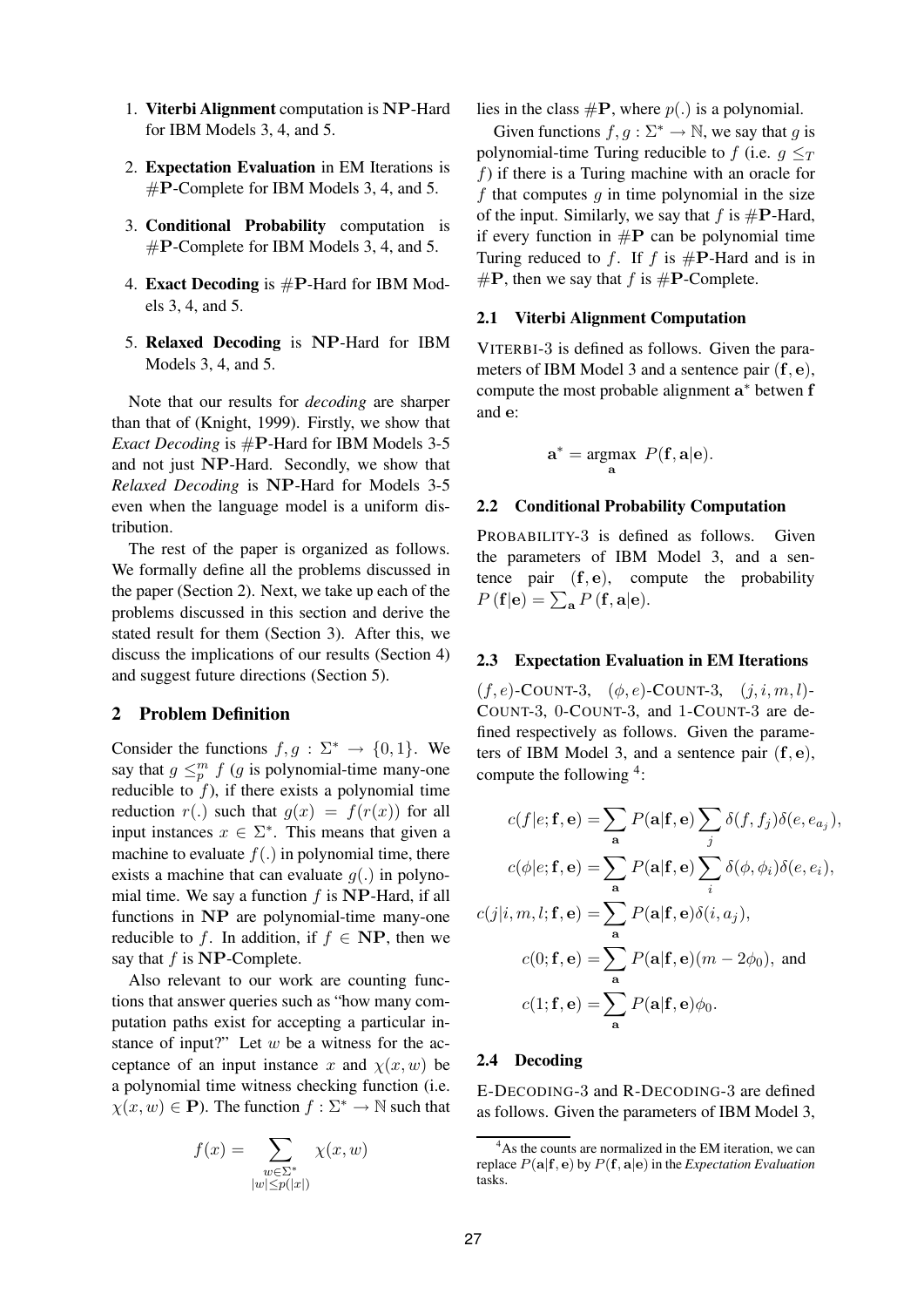1. **Viterbi Alignment** computation is **NP**-Hard for IBM Models 3, 4, and 5.

2. **Expectation Evaluation** in EM Iterations is #**P**-Complete for IBM Models 3, 4, and 5.

3. **Conditional Probability** computation is #**P**-Complete for IBM Models 3, 4, and 5.

4. **Exact Decoding** is #**P**-Hard for IBM Models 3, 4, and 5.

5. **Relaxed Decoding** is **NP**-Hard for IBM Models 3, 4, and 5.

Note that our results for *decoding* are sharper than that of (Knight, 1999). Firstly, we show that *Exact Decoding* is #**P**-Hard for IBM Models 3-5 and not just **NP**-Hard. Secondly, we show that *Relaxed Decoding* is **NP**-Hard for Models 3-5 even when the language model is a uniform distribution.

The rest of the paper is organized as follows. We formally define all the problems discussed in the paper (Section 2). Next, we take up each of the problems discussed in this section and derive the stated result for them (Section 3). After this, we discuss the implications of our results (Section 4) and suggest future directions (Section 5).

## 2 Problem Definition

Consider the functions $f, g : \Sigma^* \rightarrow \{0, 1\}$. We say that $g \leq_p^m f$ ($g$ is polynomial-time many-one reducible to $f$), if there exists a polynomial time reduction $r(.)$ such that $g(x) = f(r(x))$ for all input instances $x \in \Sigma^*$. This means that given a machine to evaluate $f(.)$ in polynomial time, there exists a machine that can evaluate $g(.)$ in polynomial time. We say a function $f$ is **NP**-Hard, if all functions in **NP** are polynomial-time many-one reducible to $f$. In addition, if $f \in \mathbf{NP}$, then we say that $f$ is **NP**-Complete.

Also relevant to our work are counting functions that answer queries such as "how many computation paths exist for accepting a particular instance of input?" Let $w$ be a witness for the acceptance of an input instance $x$ and $\chi(x, w)$ be a polynomial time witness checking function (i.e. $\chi(x, w) \in \mathbf{P}$). The function $f : \Sigma^* \rightarrow \mathbb{N}$ such that

$$f(x) = \sum_{\substack{w \in \Sigma^* \\ |w| \leq p(|x|)}} \chi(x, w)$$

lies in the class #**P**, where $p(.)$ is a polynomial.

Given functions $f, g : \Sigma^* \rightarrow \mathbb{N}$, we say that $g$ is polynomial-time Turing reducible to $f$ (i.e. $g \leq_T f$) if there is a Turing machine with an oracle for $f$ that computes $g$ in time polynomial in the size of the input. Similarly, we say that $f$ is #**P**-Hard, if every function in #**P** can be polynomial time Turing reduced to $f$. If $f$ is #**P**-Hard and is in #**P**, then we say that $f$ is #**P**-Complete.

### 2.1 Viterbi Alignment Computation

VITERBI-3 is defined as follows. Given the parameters of IBM Model 3 and a sentence pair $(\mathbf{f}, \mathbf{e})$, compute the most probable alignment $\mathbf{a}^*$ betwen $\mathbf{f}$ and $\mathbf{e}$:

$$\mathbf{a}^* = \underset{\mathbf{a}}{\operatorname{argmax}} \; P(\mathbf{f}, \mathbf{a}|\mathbf{e}).$$

### 2.2 Conditional Probability Computation

PROBABILITY-3 is defined as follows. Given the parameters of IBM Model 3, and a sentence pair $(\mathbf{f}, \mathbf{e})$, compute the probability $P(\mathbf{f}|\mathbf{e}) = \sum_{\mathbf{a}} P(\mathbf{f}, \mathbf{a}|\mathbf{e})$.

### 2.3 Expectation Evaluation in EM Iterations

$(f, e)$-COUNT-3, $(\phi, e)$-COUNT-3, $(j, i, m, l)$-COUNT-3, 0-COUNT-3, and 1-COUNT-3 are defined respectively as follows. Given the parameters of IBM Model 3, and a sentence pair $(\mathbf{f}, \mathbf{e})$, compute the following [4]:

$$c(f|e; \mathbf{f}, \mathbf{e}) = \sum_{\mathbf{a}} P(\mathbf{a}|\mathbf{f}, \mathbf{e}) \sum_j \delta(f, f_j) \delta(e, e_{a_j}),$$

$$c(\phi|e; \mathbf{f}, \mathbf{e}) = \sum_{\mathbf{a}} P(\mathbf{a}|\mathbf{f}, \mathbf{e}) \sum_i \delta(\phi, \phi_i) \delta(e, e_i),$$

$$c(j|i, m, l; \mathbf{f}, \mathbf{e}) = \sum_{\mathbf{a}} P(\mathbf{a}|\mathbf{f}, \mathbf{e}) \delta(i, a_j),$$

$$c(0; \mathbf{f}, \mathbf{e}) = \sum_{\mathbf{a}} P(\mathbf{a}|\mathbf{f}, \mathbf{e})(m - 2\phi_0), \text{ and}$$

$$c(1; \mathbf{f}, \mathbf{e}) = \sum_{\mathbf{a}} P(\mathbf{a}|\mathbf{f}, \mathbf{e}) \phi_0.$$

### 2.4 Decoding

E-DECODING-3 and R-DECODING-3 are defined as follows. Given the parameters of IBM Model 3,

[4] As the counts are normalized in the EM iteration, we can replace $P(\mathbf{a}|\mathbf{f}, \mathbf{e})$ by $P(\mathbf{f}, \mathbf{a}|\mathbf{e})$ in the *Expectation Evaluation* tasks.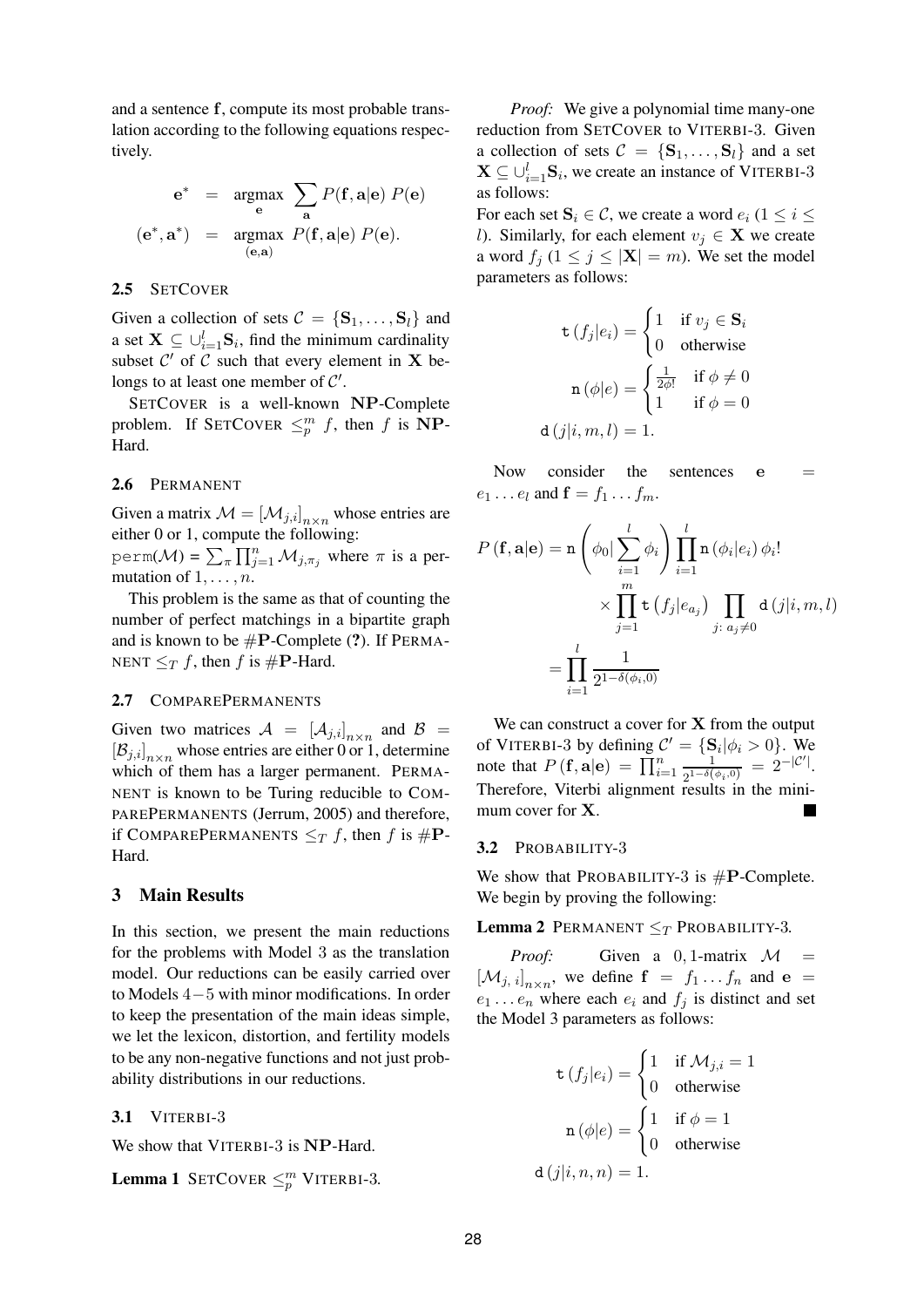and a sentence $\mathbf{f}$, compute its most probable translation according to the following equations respectively.

$$\begin{aligned} \mathbf{e}^* &= \underset{\mathbf{e}}{\text{argmax}} \sum_{\mathbf{a}} P(\mathbf{f}, \mathbf{a}|\mathbf{e})\, P(\mathbf{e}) \\ (\mathbf{e}^*, \mathbf{a}^*) &= \underset{(\mathbf{e},\mathbf{a})}{\text{argmax}}\ P(\mathbf{f}, \mathbf{a}|\mathbf{e})\, P(\mathbf{e}). \end{aligned}$$

### 2.5 SETCOVER

Given a collection of sets $\mathcal{C} = \{\mathbf{S}_1, \ldots, \mathbf{S}_l\}$ and a set $\mathbf{X} \subseteq \cup_{i=1}^{l} \mathbf{S}_i$, find the minimum cardinality subset $\mathcal{C}'$ of $\mathcal{C}$ such that every element in $\mathbf{X}$ belongs to at least one member of $\mathcal{C}'$.

SETCOVER is a well-known **NP**-Complete problem. If SETCOVER $\leq_p^m f$, then $f$ is **NP**-Hard.

### 2.6 PERMANENT

Given a matrix $\mathcal{M} = \left[\mathcal{M}_{j,i}\right]_{n \times n}$ whose entries are either 0 or 1, compute the following:
$\texttt{perm}(\mathcal{M}) = \sum_{\pi} \prod_{j=1}^{n} \mathcal{M}_{j,\pi_j}$ where $\pi$ is a permutation of $1, \ldots, n$.

This problem is the same as that of counting the number of perfect matchings in a bipartite graph and is known to be $\#\mathbf{P}$-Complete (?). If PERMANENT $\leq_T f$, then $f$ is $\#\mathbf{P}$-Hard.

### 2.7 COMPAREPERMANENTS

Given two matrices $\mathcal{A} = \left[\mathcal{A}_{j,i}\right]_{n \times n}$ and $\mathcal{B} = \left[\mathcal{B}_{j,i}\right]_{n \times n}$ whose entries are either 0 or 1, determine which of them has a larger permanent. PERMANENT is known to be Turing reducible to COMPAREPERMANENTS (Jerrum, 2005) and therefore, if COMPAREPERMANENTS $\leq_T f$, then $f$ is $\#\mathbf{P}$-Hard.

## 3 Main Results

In this section, we present the main reductions for the problems with Model 3 as the translation model. Our reductions can be easily carried over to Models $4-5$ with minor modifications. In order to keep the presentation of the main ideas simple, we let the lexicon, distortion, and fertility models to be any non-negative functions and not just probability distributions in our reductions.

### 3.1 VITERBI-3

We show that VITERBI-3 is **NP**-Hard.

**Lemma 1** SETCOVER $\leq_p^m$ VITERBI-3.

*Proof:* We give a polynomial time many-one reduction from SETCOVER to VITERBI-3. Given a collection of sets $\mathcal{C} = \{\mathbf{S}_1, \ldots, \mathbf{S}_l\}$ and a set $\mathbf{X} \subseteq \cup_{i=1}^{l} \mathbf{S}_i$, we create an instance of VITERBI-3 as follows:
For each set $\mathbf{S}_i \in \mathcal{C}$, we create a word $e_i$ ($1 \leq i \leq l$). Similarly, for each element $v_j \in \mathbf{X}$ we create a word $f_j$ ($1 \leq j \leq |\mathbf{X}| = m$). We set the model parameters as follows:

$$\begin{aligned} \mathtt{t}\left(f_j|e_i\right) &= \begin{cases} 1 & \text{if } v_j \in \mathbf{S}_i \\ 0 & \text{otherwise} \end{cases} \\ \mathtt{n}\left(\phi|e\right) &= \begin{cases} \frac{1}{2\phi!} & \text{if } \phi \neq 0 \\ 1 & \text{if } \phi = 0 \end{cases} \\ \mathtt{d}\left(j|i, m, l\right) &= 1. \end{aligned}$$

Now consider the sentences $\mathbf{e} = e_1 \ldots e_l$ and $\mathbf{f} = f_1 \ldots f_m$.

$$\begin{aligned} P\left(\mathbf{f}, \mathbf{a}|\mathbf{e}\right) &= \mathtt{n}\left(\phi_0 | \sum_{i=1}^{l} \phi_i\right) \prod_{i=1}^{l} \mathtt{n}\left(\phi_i|e_i\right) \phi_i! \\ &\quad \times \prod_{j=1}^{m} \mathtt{t}\left(f_j|e_{a_j}\right) \prod_{j:\, a_j \neq 0} \mathtt{d}\left(j|i, m, l\right) \\ &= \prod_{i=1}^{l} \frac{1}{2^{1-\delta(\phi_i, 0)}} \end{aligned}$$

We can construct a cover for $\mathbf{X}$ from the output of VITERBI-3 by defining $\mathcal{C}' = \{\mathbf{S}_i | \phi_i > 0\}$. We note that $P\left(\mathbf{f}, \mathbf{a}|\mathbf{e}\right) = \prod_{i=1}^{n} \frac{1}{2^{1-\delta(\phi_i, 0)}} = 2^{-|\mathcal{C}'|}$. Therefore, Viterbi alignment results in the minimum cover for $\mathbf{X}$. ■

### 3.2 PROBABILITY-3

We show that PROBABILITY-3 is $\#\mathbf{P}$-Complete. We begin by proving the following:

**Lemma 2** PERMANENT $\leq_T$ PROBABILITY-3.

*Proof:* Given a $0, 1$-matrix $\mathcal{M} = \left[\mathcal{M}_{j,\, i}\right]_{n \times n}$, we define $\mathbf{f} = f_1 \ldots f_n$ and $\mathbf{e} = e_1 \ldots e_n$ where each $e_i$ and $f_j$ is distinct and set the Model 3 parameters as follows:

$$\begin{aligned} \mathtt{t}\left(f_j|e_i\right) &= \begin{cases} 1 & \text{if } \mathcal{M}_{j,i} = 1 \\ 0 & \text{otherwise} \end{cases} \\ \mathtt{n}\left(\phi|e\right) &= \begin{cases} 1 & \text{if } \phi = 1 \\ 0 & \text{otherwise} \end{cases} \\ \mathtt{d}\left(j|i, n, n\right) &= 1. \end{aligned}$$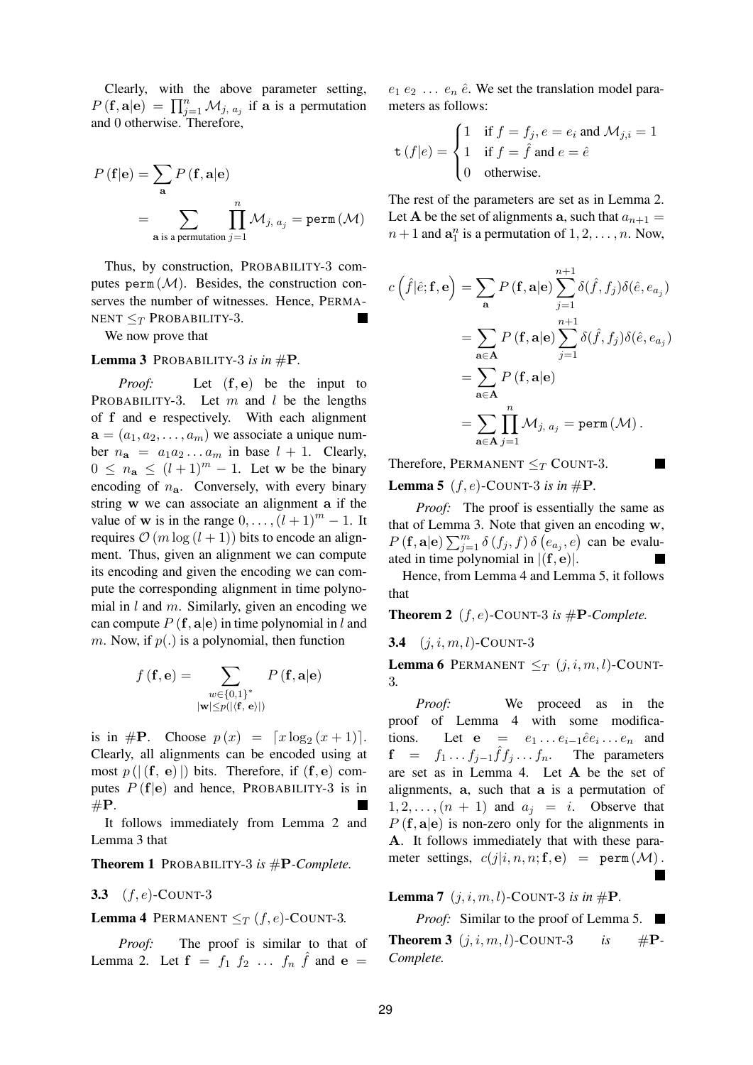Clearly, with the above parameter setting, $P(\mathbf{f}, \mathbf{a}|\mathbf{e}) = \prod_{j=1}^{n} \mathcal{M}_{j,\, a_j}$ if $\mathbf{a}$ is a permutation and 0 otherwise. Therefore,

$$
\begin{aligned}
P(\mathbf{f}|\mathbf{e}) &= \sum_{\mathbf{a}} P(\mathbf{f}, \mathbf{a}|\mathbf{e}) \\
&= \sum_{\mathbf{a} \text{ is a permutation}} \prod_{j=1}^{n} \mathcal{M}_{j,\, a_j} = \mathtt{perm}(\mathcal{M})
\end{aligned}
$$

Thus, by construction, PROBABILITY-3 computes $\mathtt{perm}(\mathcal{M})$. Besides, the construction conserves the number of witnesses. Hence, PERMANENT $\leq_T$ PROBABILITY-3. ■

We now prove that

**Lemma 3** *PROBABILITY-3 is in* $\#\mathbf{P}$.

*Proof:* Let $(\mathbf{f}, \mathbf{e})$ be the input to PROBABILITY-3. Let $m$ and $l$ be the lengths of $\mathbf{f}$ and $\mathbf{e}$ respectively. With each alignment $\mathbf{a} = (a_1, a_2, \ldots, a_m)$ we associate a unique number $n_{\mathbf{a}} = a_1 a_2 \ldots a_m$ in base $l+1$. Clearly, $0 \leq n_{\mathbf{a}} \leq (l+1)^m - 1$. Let $\mathbf{w}$ be the binary encoding of $n_{\mathbf{a}}$. Conversely, with every binary string $\mathbf{w}$ we can associate an alignment $\mathbf{a}$ if the value of $\mathbf{w}$ is in the range $0, \ldots, (l+1)^m - 1$. It requires $\mathcal{O}(m \log(l+1))$ bits to encode an alignment. Thus, given an alignment we can compute its encoding and given the encoding we can compute the corresponding alignment in time polynomial in $l$ and $m$. Similarly, given an encoding we can compute $P(\mathbf{f}, \mathbf{a}|\mathbf{e})$ in time polynomial in $l$ and $m$. Now, if $p(.)$ is a polynomial, then function

$$
f(\mathbf{f}, \mathbf{e}) = \sum_{\substack{w \in \{0,1\}^* \\ |\mathbf{w}| \leq p(|\langle \mathbf{f},\, \mathbf{e} \rangle|)}} P(\mathbf{f}, \mathbf{a}|\mathbf{e})
$$

is in $\#\mathbf{P}$. Choose $p(x) = \lceil x \log_2(x+1) \rceil$. Clearly, all alignments can be encoded using at most $p(|(\mathbf{f},\, \mathbf{e})|)$ bits. Therefore, if $(\mathbf{f}, \mathbf{e})$ computes $P(\mathbf{f}|\mathbf{e})$ and hence, PROBABILITY-3 is in $\#\mathbf{P}$. ■

It follows immediately from Lemma 2 and Lemma 3 that

**Theorem 1** *PROBABILITY-3 is* $\#\mathbf{P}$*-Complete.*

### 3.3 $(f, e)$-COUNT-3

**Lemma 4** PERMANENT $\leq_T$ $(f, e)$-COUNT-3.

*Proof:* The proof is similar to that of Lemma 2. Let $\mathbf{f} = f_1\ f_2\ \ldots\ f_n\ \hat{f}$ and $\mathbf{e} = e_1\ e_2\ \ldots\ e_n\ \hat{e}$. We set the translation model parameters as follows:

$$
\mathtt{t}(f|e) = \begin{cases} 1 & \text{if } f = f_j, e = e_i \text{ and } \mathcal{M}_{j,i} = 1 \\ 1 & \text{if } f = \hat{f} \text{ and } e = \hat{e} \\ 0 & \text{otherwise.} \end{cases}
$$

The rest of the parameters are set as in Lemma 2. Let $\mathbf{A}$ be the set of alignments $\mathbf{a}$, such that $a_{n+1} = n+1$ and $\mathbf{a}_1^n$ is a permutation of $1, 2, \ldots, n$. Now,

$$
\begin{aligned}
c\left(\hat{f}|\hat{e}; \mathbf{f}, \mathbf{e}\right) &= \sum_{\mathbf{a}} P(\mathbf{f}, \mathbf{a}|\mathbf{e}) \sum_{j=1}^{n+1} \delta(\hat{f}, f_j)\delta(\hat{e}, e_{a_j}) \\
&= \sum_{\mathbf{a} \in \mathbf{A}} P(\mathbf{f}, \mathbf{a}|\mathbf{e}) \sum_{j=1}^{n+1} \delta(\hat{f}, f_j)\delta(\hat{e}, e_{a_j}) \\
&= \sum_{\mathbf{a} \in \mathbf{A}} P(\mathbf{f}, \mathbf{a}|\mathbf{e}) \\
&= \sum_{\mathbf{a} \in \mathbf{A}} \prod_{j=1}^{n} \mathcal{M}_{j,\, a_j} = \mathtt{perm}(\mathcal{M}).
\end{aligned}
$$

Therefore, PERMANENT $\leq_T$ COUNT-3. ■

**Lemma 5** $(f, e)$*-COUNT-3 is in* $\#\mathbf{P}$.

*Proof:* The proof is essentially the same as that of Lemma 3. Note that given an encoding $\mathbf{w}$, $P(\mathbf{f}, \mathbf{a}|\mathbf{e}) \sum_{j=1}^{m} \delta(f_j, f)\, \delta(e_{a_j}, e)$ can be evaluated in time polynomial in $|(\mathbf{f}, \mathbf{e})|$. ■

Hence, from Lemma 4 and Lemma 5, it follows that

**Theorem 2** $(f, e)$*-COUNT-3 is* $\#\mathbf{P}$*-Complete.*

### 3.4 $(j, i, m, l)$-COUNT-3

**Lemma 6** PERMANENT $\leq_T$ $(j, i, m, l)$-COUNT-3.

*Proof:* We proceed as in the proof of Lemma 4 with some modifications. Let $\mathbf{e} = e_1 \ldots e_{i-1}\hat{e}e_i \ldots e_n$ and $\mathbf{f} = f_1 \ldots f_{j-1}\hat{f}f_j \ldots f_n$. The parameters are set as in Lemma 4. Let $\mathbf{A}$ be the set of alignments, $\mathbf{a}$, such that $\mathbf{a}$ is a permutation of $1, 2, \ldots, (n+1)$ and $a_j = i$. Observe that $P(\mathbf{f}, \mathbf{a}|\mathbf{e})$ is non-zero only for the alignments in $\mathbf{A}$. It follows immediately that with these parameter settings, $c(j|i, n, n; \mathbf{f}, \mathbf{e}) = \mathtt{perm}(\mathcal{M})$. ■

**Lemma 7** $(j, i, m, l)$*-COUNT-3 is in* $\#\mathbf{P}$.

*Proof:* Similar to the proof of Lemma 5. ■

**Theorem 3** $(j, i, m, l)$*-COUNT-3 is* $\#\mathbf{P}$*-Complete.*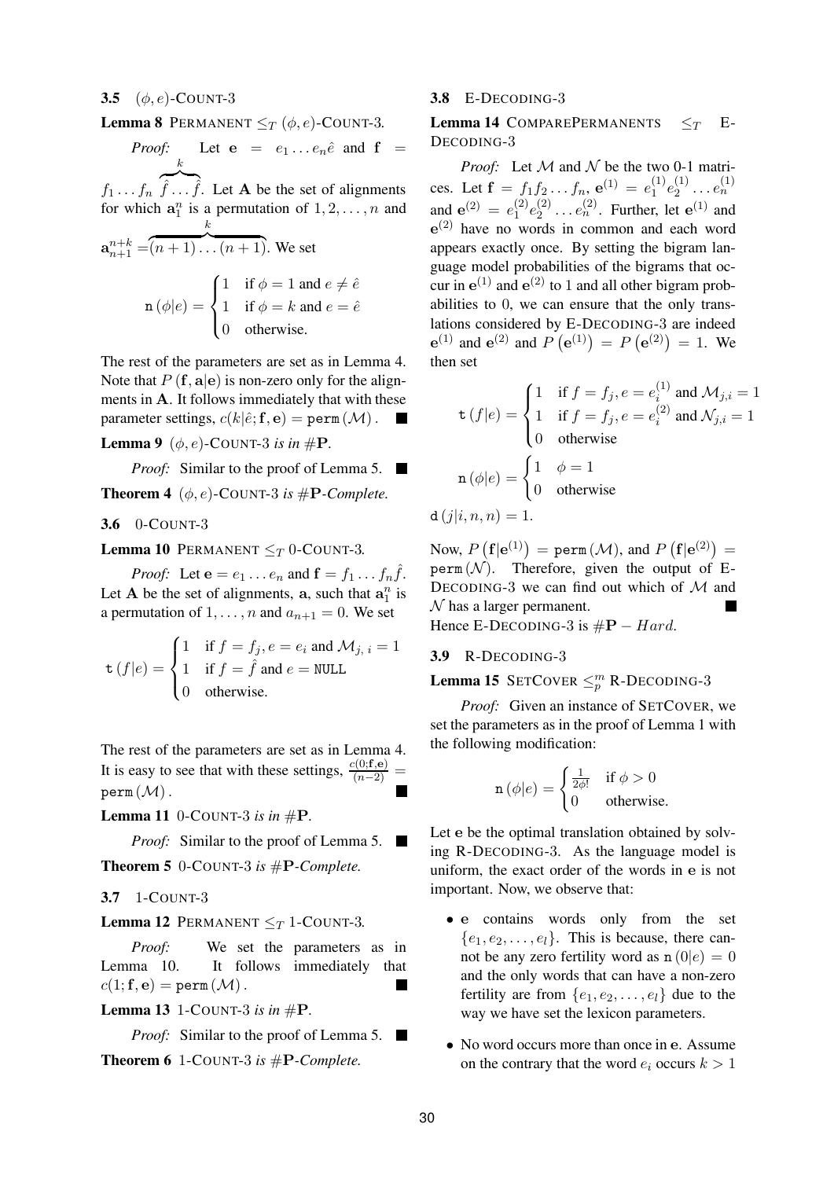### 3.5 $(\phi, e)$-COUNT-3

**Lemma 8** PERMANENT $\leq_T$ $(\phi, e)$-COUNT-3.

*Proof:* Let $\mathbf{e} = e_1 \dots e_n \hat{e}$ and $\mathbf{f} = f_1 \dots f_n \overbrace{\hat{f} \dots \hat{f}}^{k}$. Let $\mathbf{A}$ be the set of alignments for which $\mathbf{a}_1^n$ is a permutation of $1, 2, \dots, n$ and $\mathbf{a}_{n+1}^{n+k} = \overbrace{(n+1) \dots (n+1)}^{k}$. We set

$$\mathtt{n}(\phi|e) = \begin{cases} 1 & \text{if } \phi = 1 \text{ and } e \neq \hat{e} \\ 1 & \text{if } \phi = k \text{ and } e = \hat{e} \\ 0 & \text{otherwise.} \end{cases}$$

The rest of the parameters are set as in Lemma 4. Note that $P(\mathbf{f}, \mathbf{a}|\mathbf{e})$ is non-zero only for the alignments in $\mathbf{A}$. It follows immediately that with these parameter settings, $c(k|\hat{e}; \mathbf{f}, \mathbf{e}) = \mathtt{perm}(\mathcal{M})$. ■

**Lemma 9** *$(\phi, e)$-COUNT-3 is in $\#\mathbf{P}$.*

*Proof:* Similar to the proof of Lemma 5. ■

**Theorem 4** *$(\phi, e)$-COUNT-3 is $\#\mathbf{P}$-Complete.*

### 3.6 0-COUNT-3

**Lemma 10** PERMANENT $\leq_T$ 0-COUNT-3.

*Proof:* Let $\mathbf{e} = e_1 \dots e_n$ and $\mathbf{f} = f_1 \dots f_n \hat{f}$. Let $\mathbf{A}$ be the set of alignments, $\mathbf{a}$, such that $\mathbf{a}_1^n$ is a permutation of $1, \dots, n$ and $a_{n+1} = 0$. We set

$$\mathtt{t}(f|e) = \begin{cases} 1 & \text{if } f = f_j, e = e_i \text{ and } \mathcal{M}_{j,\,i} = 1 \\ 1 & \text{if } f = \hat{f} \text{ and } e = \mathtt{NULL} \\ 0 & \text{otherwise.} \end{cases}$$

The rest of the parameters are set as in Lemma 4. It is easy to see that with these settings, $\frac{c(0;\mathbf{f},\mathbf{e})}{(n-2)} = \mathtt{perm}(\mathcal{M})$. ■

**Lemma 11** *0-COUNT-3 is in $\#\mathbf{P}$.*

*Proof:* Similar to the proof of Lemma 5. ■

**Theorem 5** *0-COUNT-3 is $\#\mathbf{P}$-Complete.*

### 3.7 1-COUNT-3

**Lemma 12** PERMANENT $\leq_T$ 1-COUNT-3.

*Proof:* We set the parameters as in Lemma 10. It follows immediately that $c(1; \mathbf{f}, \mathbf{e}) = \mathtt{perm}(\mathcal{M})$. ■

**Lemma 13** *1-COUNT-3 is in $\#\mathbf{P}$.*

*Proof:* Similar to the proof of Lemma 5. ■

**Theorem 6** *1-COUNT-3 is $\#\mathbf{P}$-Complete.*

### 3.8 E-DECODING-3

**Lemma 14** COMPAREPERMANENTS $\leq_T$ E-DECODING-3

*Proof:* Let $\mathcal{M}$ and $\mathcal{N}$ be the two 0-1 matrices. Let $\mathbf{f} = f_1 f_2 \dots f_n$, $\mathbf{e}^{(1)} = e_1^{(1)} e_2^{(1)} \dots e_n^{(1)}$ and $\mathbf{e}^{(2)} = e_1^{(2)} e_2^{(2)} \dots e_n^{(2)}$. Further, let $\mathbf{e}^{(1)}$ and $\mathbf{e}^{(2)}$ have no words in common and each word appears exactly once. By setting the bigram language model probabilities of the bigrams that occur in $\mathbf{e}^{(1)}$ and $\mathbf{e}^{(2)}$ to 1 and all other bigram probabilities to 0, we can ensure that the only translations considered by E-DECODING-3 are indeed $\mathbf{e}^{(1)}$ and $\mathbf{e}^{(2)}$ and $P(\mathbf{e}^{(1)}) = P(\mathbf{e}^{(2)}) = 1$. We then set

$$\mathtt{t}(f|e) = \begin{cases} 1 & \text{if } f = f_j, e = e_i^{(1)} \text{ and } \mathcal{M}_{j,i} = 1 \\ 1 & \text{if } f = f_j, e = e_i^{(2)} \text{ and } \mathcal{N}_{j,i} = 1 \\ 0 & \text{otherwise} \end{cases}$$

$$\mathtt{n}(\phi|e) = \begin{cases} 1 & \phi = 1 \\ 0 & \text{otherwise} \end{cases}$$

$$\mathtt{d}(j|i, n, n) = 1.$$

Now, $P(\mathbf{f}|\mathbf{e}^{(1)}) = \mathtt{perm}(\mathcal{M})$, and $P(\mathbf{f}|\mathbf{e}^{(2)}) = \mathtt{perm}(\mathcal{N})$. Therefore, given the output of E-DECODING-3 we can find out which of $\mathcal{M}$ and $\mathcal{N}$ has a larger permanent. ■

Hence E-DECODING-3 is $\#\mathbf{P} - Hard$.

### 3.9 R-DECODING-3

**Lemma 15** SETCOVER $\leq_p^m$ R-DECODING-3

*Proof:* Given an instance of SETCOVER, we set the parameters as in the proof of Lemma 1 with the following modification:

$$\mathtt{n}(\phi|e) = \begin{cases} \frac{1}{2\phi!} & \text{if } \phi > 0 \\ 0 & \text{otherwise.} \end{cases}$$

Let $\mathbf{e}$ be the optimal translation obtained by solving R-DECODING-3. As the language model is uniform, the exact order of the words in $\mathbf{e}$ is not important. Now, we observe that:

- $\mathbf{e}$ contains words only from the set $\{e_1, e_2, \dots, e_l\}$. This is because, there cannot be any zero fertility word as $\mathtt{n}(0|e) = 0$ and the only words that can have a non-zero fertility are from $\{e_1, e_2, \dots, e_l\}$ due to the way we have set the lexicon parameters.
- No word occurs more than once in $\mathbf{e}$. Assume on the contrary that the word $e_i$ occurs $k > 1$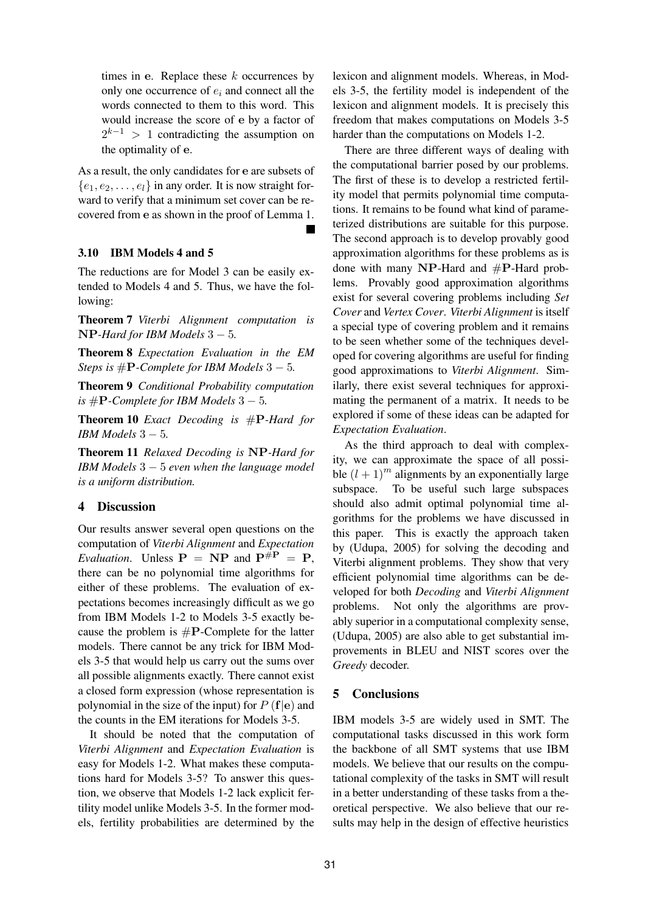times in $\mathbf{e}$. Replace these $k$ occurrences by only one occurrence of $e_i$ and connect all the words connected to them to this word. This would increase the score of $\mathbf{e}$ by a factor of $2^{k-1} > 1$ contradicting the assumption on the optimality of $\mathbf{e}$.

As a result, the only candidates for $\mathbf{e}$ are subsets of $\{e_1, e_2, \ldots, e_l\}$ in any order. It is now straight forward to verify that a minimum set cover can be recovered from $\mathbf{e}$ as shown in the proof of Lemma 1. ■

### 3.10 IBM Models 4 and 5

The reductions are for Model 3 can be easily extended to Models 4 and 5. Thus, we have the following:

**Theorem 7** *Viterbi Alignment computation is* $\mathbf{NP}$*-Hard for IBM Models* $3-5$*.*

**Theorem 8** *Expectation Evaluation in the EM Steps is* $\#\mathbf{P}$*-Complete for IBM Models* $3-5$*.*

**Theorem 9** *Conditional Probability computation is* $\#\mathbf{P}$*-Complete for IBM Models* $3-5$*.*

**Theorem 10** *Exact Decoding is* $\#\mathbf{P}$*-Hard for IBM Models* $3-5$*.*

**Theorem 11** *Relaxed Decoding is* $\mathbf{NP}$*-Hard for IBM Models* $3-5$ *even when the language model is a uniform distribution.*

## 4 Discussion

Our results answer several open questions on the computation of *Viterbi Alignment* and *Expectation Evaluation*. Unless $\mathbf{P} = \mathbf{NP}$ and $\mathbf{P}^{\#\mathbf{P}} = \mathbf{P}$, there can be no polynomial time algorithms for either of these problems. The evaluation of expectations becomes increasingly difficult as we go from IBM Models 1-2 to Models 3-5 exactly because the problem is $\#\mathbf{P}$-Complete for the latter models. There cannot be any trick for IBM Models 3-5 that would help us carry out the sums over all possible alignments exactly. There cannot exist a closed form expression (whose representation is polynomial in the size of the input) for $P(\mathbf{f}|\mathbf{e})$ and the counts in the EM iterations for Models 3-5.

It should be noted that the computation of *Viterbi Alignment* and *Expectation Evaluation* is easy for Models 1-2. What makes these computations hard for Models 3-5? To answer this question, we observe that Models 1-2 lack explicit fertility model unlike Models 3-5. In the former models, fertility probabilities are determined by the lexicon and alignment models. Whereas, in Models 3-5, the fertility model is independent of the lexicon and alignment models. It is precisely this freedom that makes computations on Models 3-5 harder than the computations on Models 1-2.

There are three different ways of dealing with the computational barrier posed by our problems. The first of these is to develop a restricted fertility model that permits polynomial time computations. It remains to be found what kind of parameterized distributions are suitable for this purpose. The second approach is to develop provably good approximation algorithms for these problems as is done with many $\mathbf{NP}$-Hard and $\#\mathbf{P}$-Hard problems. Provably good approximation algorithms exist for several covering problems including *Set Cover* and *Vertex Cover*. *Viterbi Alignment* is itself a special type of covering problem and it remains to be seen whether some of the techniques developed for covering algorithms are useful for finding good approximations to *Viterbi Alignment*. Similarly, there exist several techniques for approximating the permanent of a matrix. It needs to be explored if some of these ideas can be adapted for *Expectation Evaluation*.

As the third approach to deal with complexity, we can approximate the space of all possible $(l+1)^m$ alignments by an exponentially large subspace. To be useful such large subspaces should also admit optimal polynomial time algorithms for the problems we have discussed in this paper. This is exactly the approach taken by (Udupa, 2005) for solving the decoding and Viterbi alignment problems. They show that very efficient polynomial time algorithms can be developed for both *Decoding* and *Viterbi Alignment* problems. Not only the algorithms are provably superior in a computational complexity sense, (Udupa, 2005) are also able to get substantial improvements in BLEU and NIST scores over the *Greedy* decoder.

## 5 Conclusions

IBM models 3-5 are widely used in SMT. The computational tasks discussed in this work form the backbone of all SMT systems that use IBM models. We believe that our results on the computational complexity of the tasks in SMT will result in a better understanding of these tasks from a theoretical perspective. We also believe that our results may help in the design of effective heuristics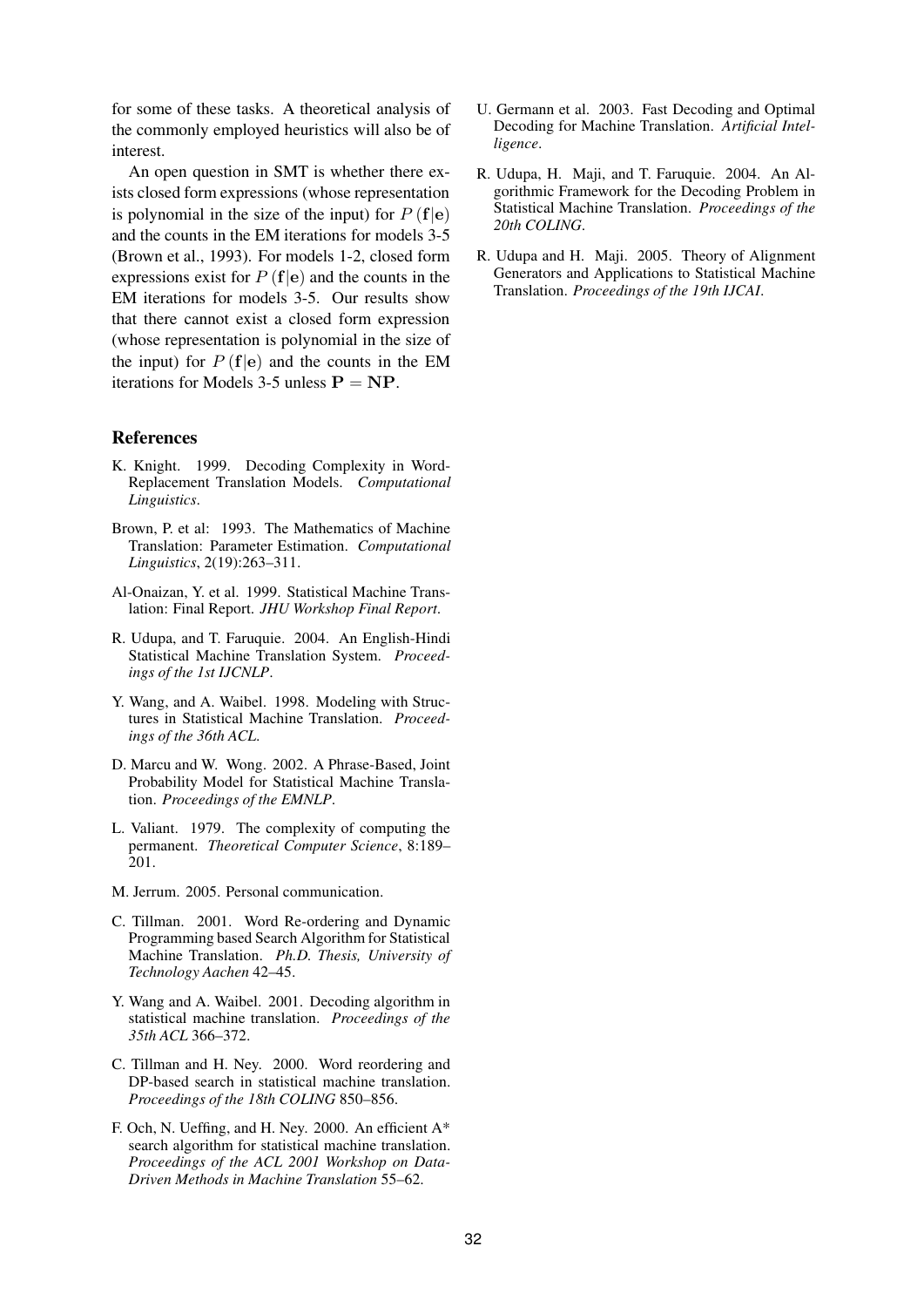for some of these tasks. A theoretical analysis of the commonly employed heuristics will also be of interest.

An open question in SMT is whether there exists closed form expressions (whose representation is polynomial in the size of the input) for $P(\mathbf{f}|\mathbf{e})$ and the counts in the EM iterations for models 3-5 (Brown et al., 1993). For models 1-2, closed form expressions exist for $P(\mathbf{f}|\mathbf{e})$ and the counts in the EM iterations for models 3-5. Our results show that there cannot exist a closed form expression (whose representation is polynomial in the size of the input) for $P(\mathbf{f}|\mathbf{e})$ and the counts in the EM iterations for Models 3-5 unless $\mathbf{P} = \mathbf{NP}$.

## References

K. Knight. 1999. Decoding Complexity in Word-Replacement Translation Models. *Computational Linguistics*.

Brown, P. et al: 1993. The Mathematics of Machine Translation: Parameter Estimation. *Computational Linguistics*, 2(19):263–311.

Al-Onaizan, Y. et al. 1999. Statistical Machine Translation: Final Report. *JHU Workshop Final Report*.

R. Udupa, and T. Faruquie. 2004. An English-Hindi Statistical Machine Translation System. *Proceedings of the 1st IJCNLP*.

Y. Wang, and A. Waibel. 1998. Modeling with Structures in Statistical Machine Translation. *Proceedings of the 36th ACL*.

D. Marcu and W. Wong. 2002. A Phrase-Based, Joint Probability Model for Statistical Machine Translation. *Proceedings of the EMNLP*.

L. Valiant. 1979. The complexity of computing the permanent. *Theoretical Computer Science*, 8:189–201.

M. Jerrum. 2005. Personal communication.

C. Tillman. 2001. Word Re-ordering and Dynamic Programming based Search Algorithm for Statistical Machine Translation. *Ph.D. Thesis, University of Technology Aachen* 42–45.

Y. Wang and A. Waibel. 2001. Decoding algorithm in statistical machine translation. *Proceedings of the 35th ACL* 366–372.

C. Tillman and H. Ney. 2000. Word reordering and DP-based search in statistical machine translation. *Proceedings of the 18th COLING* 850–856.

F. Och, N. Ueffing, and H. Ney. 2000. An efficient A* search algorithm for statistical machine translation. *Proceedings of the ACL 2001 Workshop on Data-Driven Methods in Machine Translation* 55–62.

U. Germann et al. 2003. Fast Decoding and Optimal Decoding for Machine Translation. *Artificial Intelligence*.

R. Udupa, H. Maji, and T. Faruquie. 2004. An Algorithmic Framework for the Decoding Problem in Statistical Machine Translation. *Proceedings of the 20th COLING*.

R. Udupa and H. Maji. 2005. Theory of Alignment Generators and Applications to Statistical Machine Translation. *Proceedings of the 19th IJCAI*.